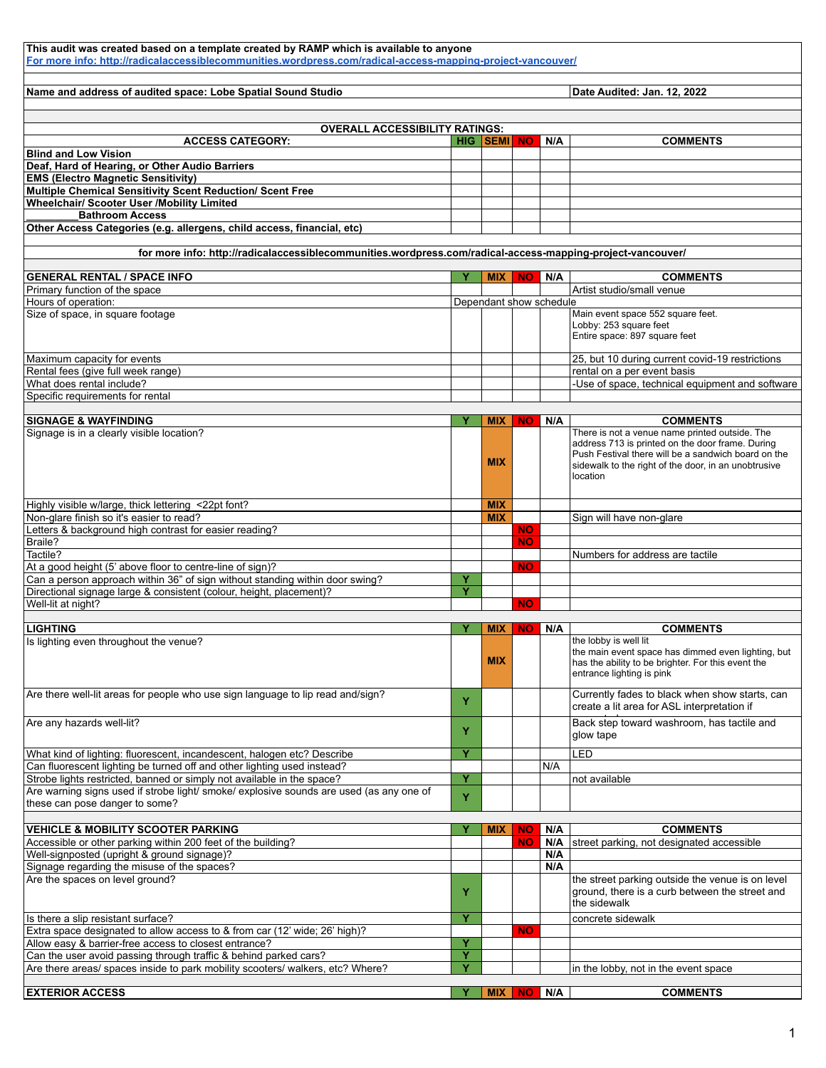This audit was created based on a template created by RAMP which is available to anyone
For more info: http://radicalaccessiblecommunities.wordpress.com/radical-access-mapping-project-vancouver/

| Name and address of audited space: Lobe Spatial Sound Studio | Date Audited: Jan. 12, 2022 |
|---|---|

**OVERALL ACCESSIBILITY RATINGS:**

| ACCESS CATEGORY: | HIG | SEMI | NO | N/A | COMMENTS |
|---|---|---|---|---|---|
| Blind and Low Vision | | | | | |
| Deaf, Hard of Hearing, or Other Audio Barriers | | | | | |
| EMS (Electro Magnetic Sensitivity) | | | | | |
| Multiple Chemical Sensitivity Scent Reduction/ Scent Free | | | | | |
| Wheelchair/ Scooter User /Mobility Limited | | | | | |
| _________Bathroom Access | | | | | |
| Other Access Categories (e.g. allergens, child access, financial, etc) | | | | | |

for more info: http://radicalaccessiblecommunities.wordpress.com/radical-access-mapping-project-vancouver/

| GENERAL RENTAL / SPACE INFO | Y | MIX | NO | N/A | COMMENTS |
|---|---|---|---|---|---|
| Primary function of the space | | | | | Artist studio/small venue |
| Hours of operation: | Dependant show schedule | | | | |
| Size of space, in square footage | | | | | Main event space 552 square feet.<br>Lobby: 253 square feet<br>Entire space: 897 square feet |
| Maximum capacity for events | | | | | 25, but 10 during current covid-19 restrictions |
| Rental fees (give full week range) | | | | | rental on a per event basis |
| What does rental include? | | | | | -Use of space, technical equipment and software |
| Specific requirements for rental | | | | | |

| SIGNAGE & WAYFINDING | Y | MIX | NO | N/A | COMMENTS |
|---|---|---|---|---|---|
| Signage is in a clearly visible location? | | MIX | | | There is not a venue name printed outside. The address 713 is printed on the door frame. During Push Festival there will be a sandwich board on the sidewalk to the right of the door, in an unobtrusive location |
| Highly visible w/large, thick lettering <22pt font? | | MIX | | | |
| Non-glare finish so it's easier to read? | | MIX | | | Sign will have non-glare |
| Letters & background high contrast for easier reading? | | | NO | | |
| Braile? | | | NO | | |
| Tactile? | | | | | Numbers for address are tactile |
| At a good height (5' above floor to centre-line of sign)? | | | NO | | |
| Can a person approach within 36" of sign without standing within door swing? | Y | | | | |
| Directional signage large & consistent (colour, height, placement)? | Y | | | | |
| Well-lit at night? | | | NO | | |

| LIGHTING | Y | MIX | NO | N/A | COMMENTS |
|---|---|---|---|---|---|
| Is lighting even throughout the venue? | | MIX | | | the lobby is well lit<br>the main event space has dimmed even lighting, but has the ability to be brighter. For this event the entrance lighting is pink |
| Are there well-lit areas for people who use sign language to lip read and/sign? | Y | | | | Currently fades to black when show starts, can create a lit area for ASL interpretation if |
| Are any hazards well-lit? | Y | | | | Back step toward washroom, has tactile and glow tape |
| What kind of lighting: fluorescent, incandescent, halogen etc? Describe | Y | | | | LED |
| Can fluorescent lighting be turned off and other lighting used instead? | | | | N/A | |
| Strobe lights restricted, banned or simply not available in the space? | Y | | | | not available |
| Are warning signs used if strobe light/ smoke/ explosive sounds are used (as any one of these can pose danger to some? | Y | | | | |

| VEHICLE & MOBILITY SCOOTER PARKING | Y | MIX | NO | N/A | COMMENTS |
|---|---|---|---|---|---|
| Accessible or other parking within 200 feet of the building? | | | NO | N/A | street parking, not designated accessible |
| Well-signposted (upright & ground signage)? | | | | N/A | |
| Signage regarding the misuse of the spaces? | | | | N/A | |
| Are the spaces on level ground? | Y | | | | the street parking outside the venue is on level ground, there is a curb between the street and the sidewalk |
| Is there a slip resistant surface? | Y | | | | concrete sidewalk |
| Extra space designated to allow access to & from car (12' wide; 26' high)? | | | NO | | |
| Allow easy & barrier-free access to closest entrance? | Y | | | | |
| Can the user avoid passing through traffic & behind parked cars? | Y | | | | |
| Are there areas/ spaces inside to park mobility scooters/ walkers, etc? Where? | Y | | | | in the lobby, not in the event space |

| EXTERIOR ACCESS | Y | MIX | NO | N/A | COMMENTS |
|---|---|---|---|---|---|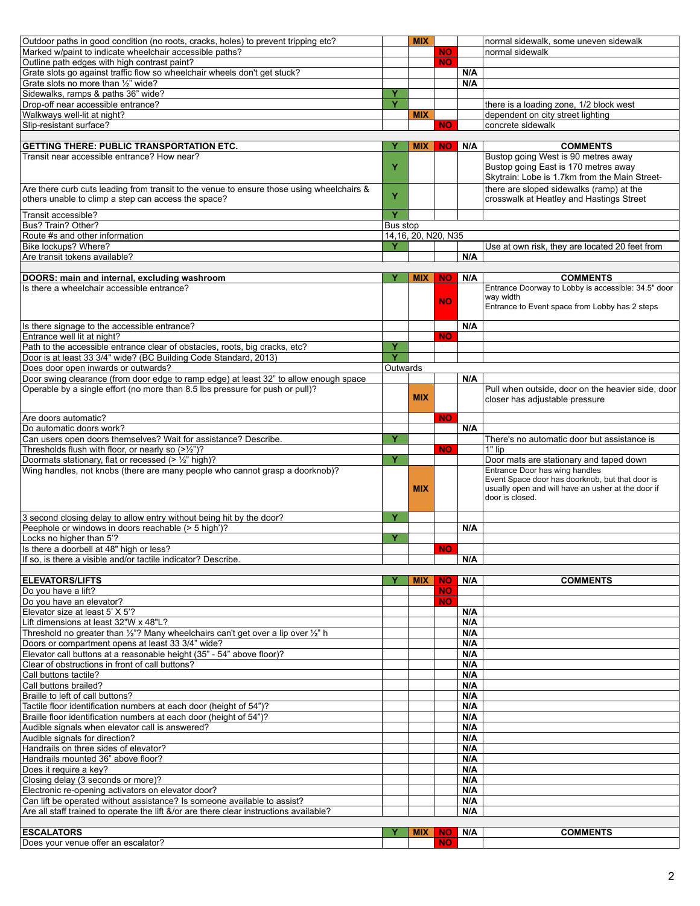| | Y | MIX | NO | N/A | COMMENTS |
|---|---|---|---|---|---|
| Outdoor paths in good condition (no roots, cracks, holes) to prevent tripping etc? | | MIX | | | normal sidewalk, some uneven sidewalk |
| Marked w/paint to indicate wheelchair accessible paths? | | | NO | | normal sidewalk |
| Outline path edges with high contrast paint? | | | NO | | |
| Grate slots go against traffic flow so wheelchair wheels don't get stuck? | | | | N/A | |
| Grate slots no more than ½" wide? | | | | N/A | |
| Sidewalks, ramps & paths 36" wide? | Y | | | | |
| Drop-off near accessible entrance? | Y | | | | there is a loading zone, 1/2 block west |
| Walkways well-lit at night? | | MIX | | | dependent on city street lighting |
| Slip-resistant surface? | | | NO | | concrete sidewalk |

| GETTING THERE: PUBLIC TRANSPORTATION ETC. | Y | MIX | NO | N/A | COMMENTS |
|---|---|---|---|---|---|
| Transit near accessible entrance? How near? | Y | | | | Bustop going West is 90 metres away<br>Bustop going East is 170 metres away<br>Skytrain: Lobe is 1.7km from the Main Street- |
| Are there curb cuts leading from transit to the venue to ensure those using wheelchairs & others unable to climp a step can access the space? | Y | | | | there are sloped sidewalks (ramp) at the crosswalk at Heatley and Hastings Street |
| Transit accessible? | Y | | | | |
| Bus? Train? Other? | Bus stop | | | | |
| Route #s and other information | 14,16, 20, N20, N35 | | | | |
| Bike lockups? Where? | Y | | | | Use at own risk, they are located 20 feet from |
| Are transit tokens available? | | | | N/A | |

| DOORS: main and internal, excluding washroom | Y | MIX | NO | N/A | COMMENTS |
|---|---|---|---|---|---|
| Is there a wheelchair accessible entrance? | | | NO | | Entrance Doorway to Lobby is accessible: 34.5" door way width<br>Entrance to Event space from Lobby has 2 steps |
| Is there signage to the accessible entrance? | | | | N/A | |
| Entrance well lit at night? | | | NO | | |
| Path to the accessible entrance clear of obstacles, roots, big cracks, etc? | Y | | | | |
| Door is at least 33 3/4" wide? (BC Building Code Standard, 2013) | Y | | | | |
| Does door open inwards or outwards? | Outwards | | | | |
| Door swing clearance (from door edge to ramp edge) at least 32" to allow enough space | | | | N/A | |
| Operable by a single effort (no more than 8.5 lbs pressure for push or pull)? | | MIX | | | Pull when outside, door on the heavier side, door closer has adjustable pressure |
| Are doors automatic? | | | NO | | |
| Do automatic doors work? | | | | N/A | |
| Can users open doors themselves? Wait for assistance? Describe. | Y | | | | There's no automatic door but assistance is |
| Thresholds flush with floor, or nearly so (>½")? | | | NO | | 1" lip |
| Doormats stationary, flat or recessed (> ½" high)? | Y | | | | Door mats are stationary and taped down |
| Wing handles, not knobs (there are many people who cannot grasp a doorknob)? | | MIX | | | Entrance Door has wing handles<br>Event Space door has doorknob, but that door is usually open and will have an usher at the door if door is closed. |
| 3 second closing delay to allow entry without being hit by the door? | Y | | | | |
| Peephole or windows in doors reachable (> 5 high')? | | | | N/A | |
| Locks no higher than 5'? | Y | | | | |
| Is there a doorbell at 48" high or less? | | | NO | | |
| If so, is there a visible and/or tactile indicator? Describe. | | | | N/A | |

| ELEVATORS/LIFTS | Y | MIX | NO | N/A | COMMENTS |
|---|---|---|---|---|---|
| Do you have a lift? | | | NO | | |
| Do you have an elevator? | | | NO | | |
| Elevator size at least 5' X 5'? | | | | N/A | |
| Lift dimensions at least 32"W x 48"L? | | | | N/A | |
| Threshold no greater than ½"? Many wheelchairs can't get over a lip over ½" h | | | | N/A | |
| Doors or compartment opens at least 33 3/4" wide? | | | | N/A | |
| Elevator call buttons at a reasonable height (35" - 54" above floor)? | | | | N/A | |
| Clear of obstructions in front of call buttons? | | | | N/A | |
| Call buttons tactile? | | | | N/A | |
| Call buttons brailed? | | | | N/A | |
| Braille to left of call buttons? | | | | N/A | |
| Tactile floor identification numbers at each door (height of 54")? | | | | N/A | |
| Braille floor identification numbers at each door (height of 54")? | | | | N/A | |
| Audible signals when elevator call is answered? | | | | N/A | |
| Audible signals for direction? | | | | N/A | |
| Handrails on three sides of elevator? | | | | N/A | |
| Handrails mounted 36" above floor? | | | | N/A | |
| Does it require a key? | | | | N/A | |
| Closing delay (3 seconds or more)? | | | | N/A | |
| Electronic re-opening activators on elevator door? | | | | N/A | |
| Can lift be operated without assistance? Is someone available to assist? | | | | N/A | |
| Are all staff trained to operate the lift &/or are there clear instructions available? | | | | N/A | |

| ESCALATORS | Y | MIX | NO | N/A | COMMENTS |
|---|---|---|---|---|---|
| Does your venue offer an escalator? | | | NO | | |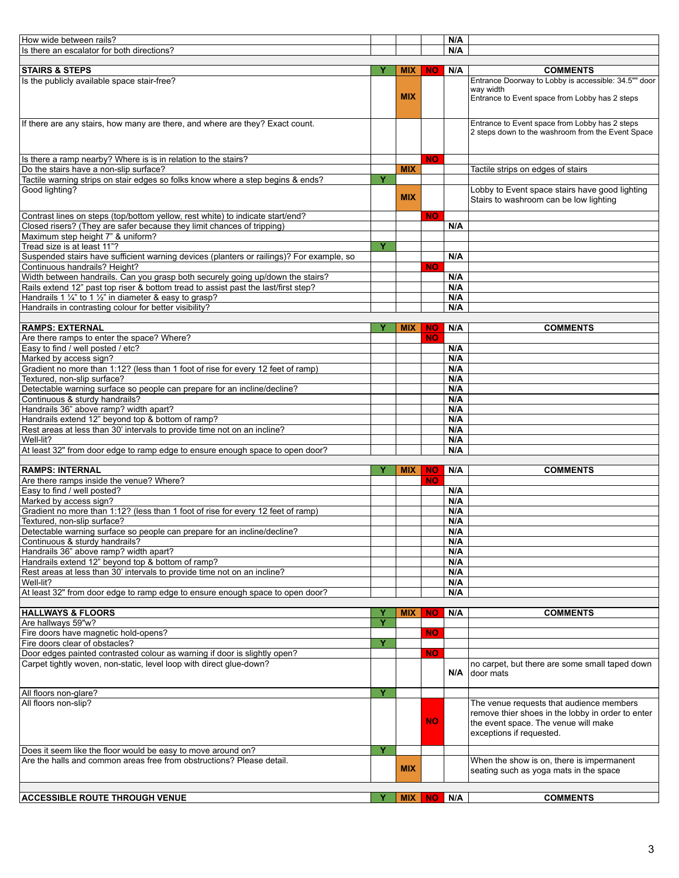| | Y | MIX | NO | N/A | |
|---|---|---|---|---|---|
| How wide between rails? | | | | N/A | |
| Is there an escalator for both directions? | | | | N/A | |

| STAIRS & STEPS | Y | MIX | NO | N/A | COMMENTS |
|---|---|---|---|---|---|
| Is the publicly available space stair-free? | | MIX | | | Entrance Doorway to Lobby is accessible: 34.5"" door way width<br>Entrance to Event space from Lobby has 2 steps |
| If there are any stairs, how many are there, and where are they? Exact count. | | | | | Entrance to Event space from Lobby has 2 steps<br>2 steps down to the washroom from the Event Space |
| Is there a ramp nearby? Where is is in relation to the stairs? | | | NO | | |
| Do the stairs have a non-slip surface? | | MIX | | | Tactile strips on edges of stairs |
| Tactile warning strips on stair edges so folks know where a step begins & ends? | Y | | | | |
| Good lighting? | | MIX | | | Lobby to Event space stairs have good lighting<br>Stairs to washroom can be low lighting |
| Contrast lines on steps (top/bottom yellow, rest white) to indicate start/end? | | | NO | | |
| Closed risers? (They are safer because they limit chances of tripping) | | | | N/A | |
| Maximum step height 7" & uniform? | | | | | |
| Tread size is at least 11"? | Y | | | | |
| Suspended stairs have sufficient warning devices (planters or railings)? For example, so | | | | N/A | |
| Continuous handrails? Height? | | | NO | | |
| Width between handrails. Can you grasp both securely going up/down the stairs? | | | | N/A | |
| Rails extend 12" past top riser & bottom tread to assist past the last/first step? | | | | N/A | |
| Handrails 1 ¼" to 1 ½" in diameter & easy to grasp? | | | | N/A | |
| Handrails in contrasting colour for better visibility? | | | | N/A | |

| RAMPS: EXTERNAL | Y | MIX | NO | N/A | COMMENTS |
|---|---|---|---|---|---|
| Are there ramps to enter the space? Where? | | | NO | | |
| Easy to find / well posted / etc? | | | | N/A | |
| Marked by access sign? | | | | N/A | |
| Gradient no more than 1:12? (less than 1 foot of rise for every 12 feet of ramp) | | | | N/A | |
| Textured, non-slip surface? | | | | N/A | |
| Detectable warning surface so people can prepare for an incline/decline? | | | | N/A | |
| Continuous & sturdy handrails? | | | | N/A | |
| Handrails 36" above ramp? width apart? | | | | N/A | |
| Handrails extend 12" beyond top & bottom of ramp? | | | | N/A | |
| Rest areas at less than 30' intervals to provide time not on an incline? | | | | N/A | |
| Well-lit? | | | | N/A | |
| At least 32" from door edge to ramp edge to ensure enough space to open door? | | | | N/A | |

| RAMPS: INTERNAL | Y | MIX | NO | N/A | COMMENTS |
|---|---|---|---|---|---|
| Are there ramps inside the venue? Where? | | | NO | | |
| Easy to find / well posted? | | | | N/A | |
| Marked by access sign? | | | | N/A | |
| Gradient no more than 1:12? (less than 1 foot of rise for every 12 feet of ramp) | | | | N/A | |
| Textured, non-slip surface? | | | | N/A | |
| Detectable warning surface so people can prepare for an incline/decline? | | | | N/A | |
| Continuous & sturdy handrails? | | | | N/A | |
| Handrails 36" above ramp? width apart? | | | | N/A | |
| Handrails extend 12" beyond top & bottom of ramp? | | | | N/A | |
| Rest areas at less than 30' intervals to provide time not on an incline? | | | | N/A | |
| Well-lit? | | | | N/A | |
| At least 32" from door edge to ramp edge to ensure enough space to open door? | | | | N/A | |

| HALLWAYS & FLOORS | Y | MIX | NO | N/A | COMMENTS |
|---|---|---|---|---|---|
| Are hallways 59"w? | Y | | | | |
| Fire doors have magnetic hold-opens? | | | NO | | |
| Fire doors clear of obstacles? | Y | | | | |
| Door edges painted contrasted colour as warning if door is slightly open? | | | NO | | |
| Carpet tightly woven, non-static, level loop with direct glue-down? | | | | N/A | no carpet, but there are some small taped down door mats |
| All floors non-glare? | Y | | | | |
| All floors non-slip? | | | NO | | The venue requests that audience members remove thier shoes in the lobby in order to enter the event space. The venue will make exceptions if requested. |
| Does it seem like the floor would be easy to move around on? | Y | | | | |
| Are the halls and common areas free from obstructions? Please detail. | | MIX | | | When the show is on, there is impermanent seating such as yoga mats in the space |

| ACCESSIBLE ROUTE THROUGH VENUE | Y | MIX | NO | N/A | COMMENTS |
|---|---|---|---|---|---|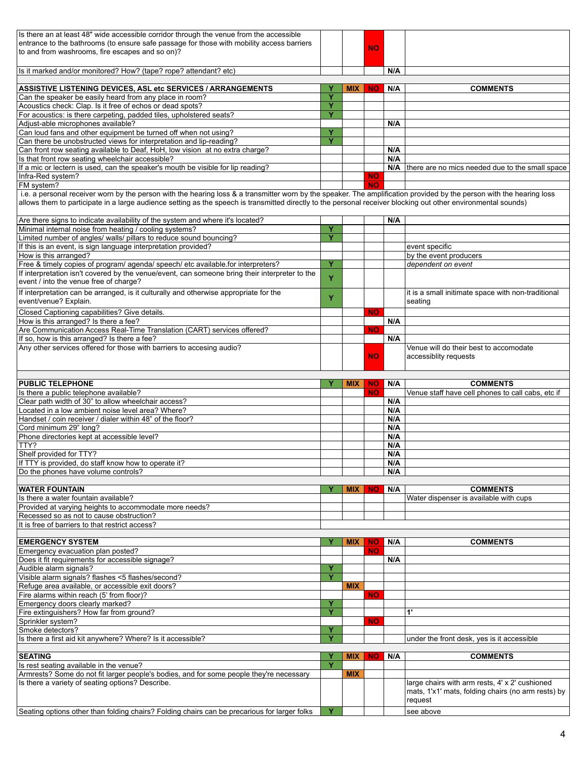| | Y | MIX | NO | N/A | COMMENTS |
|---|---|---|---|---|---|
| Is there an at least 48" wide accessible corridor through the venue from the accessible entrance to the bathrooms (to ensure safe passage for those with mobility access barriers to and from washrooms, fire escapes and so on)? | | | NO | | |
| Is it marked and/or monitored? How? (tape? rope? attendant? etc) | | | | N/A | |

| ASSISTIVE LISTENING DEVICES, ASL etc SERVICES / ARRANGEMENTS | Y | MIX | NO | N/A | COMMENTS |
|---|---|---|---|---|---|
| Can the speaker be easily heard from any place in room? | Y | | | | |
| Acoustics check: Clap. Is it free of echos or dead spots? | Y | | | | |
| For acoustics: is there carpeting, padded tiles, upholstered seats? | Y | | | | |
| Adjust-able microphones available? | | | | N/A | |
| Can loud fans and other equipment be turned off when not using? | Y | | | | |
| Can there be unobstructed views for interpretation and lip-reading? | Y | | | | |
| Can front row seating available to Deaf, HoH, low vision at no extra charge? | | | | N/A | |
| Is that front row seating wheelchair accessible? | | | | N/A | |
| If a mic or lectern is used, can the speaker's mouth be visible for lip reading? | | | | N/A | there are no mics needed due to the small space |
| Infra-Red system? | | | NO | | |
| FM system? | | | NO | | |
| i.e. a personal receiver worn by the person with the hearing loss & a transmitter worn by the speaker. The amplification provided by the person with the hearing loss allows them to participate in a large audience setting as the speech is transmitted directly to the personal receiver blocking out other environmental sounds) | | | | | |
| Are there signs to indicate availability of the system and where it's located? | | | | N/A | |
| Minimal internal noise from heating / cooling systems? | Y | | | | |
| Limited number of angles/ walls/ pillars to reduce sound bouncing? | Y | | | | |
| If this is an event, is sign language interpretation provided? | | | | | event specific |
| How is this arranged? | | | | | by the event producers |
| Free & timely copies of program/ agenda/ speech/ etc available.for interpreters? | Y | | | | *dependent on event* |
| If interpretation isn't covered by the venue/event, can someone bring their interpreter to the event / into the venue free of charge? | Y | | | | |
| If interpretation can be arranged, is it culturally and otherwise appropriate for the event/venue? Explain. | Y | | | | it is a small initimate space with non-traditional seating |
| Closed Captioning capabilities? Give details. | | | NO | | |
| How is this arranged? Is there a fee? | | | | N/A | |
| Are Communication Access Real-Time Translation (CART) services offered? | | | NO | | |
| If so, how is this arranged? Is there a fee? | | | | N/A | |
| Any other services offered for those with barriers to accesing audio? | | | NO | | Venue will do their best to accomodate accessiblity requests |

| PUBLIC TELEPHONE | Y | MIX | NO | N/A | COMMENTS |
|---|---|---|---|---|---|
| Is there a public telephone available? | | | NO | | Venue staff have cell phones to call cabs, etc if |
| Clear path width of 30" to allow wheelchair access? | | | | N/A | |
| Located in a low ambient noise level area? Where? | | | | N/A | |
| Handset / coin receiver / dialer within 48" of the floor? | | | | N/A | |
| Cord minimum 29" long? | | | | N/A | |
| Phone directories kept at accessible level? | | | | N/A | |
| TTY? | | | | N/A | |
| Shelf provided for TTY? | | | | N/A | |
| If TTY is provided, do staff know how to operate it? | | | | N/A | |
| Do the phones have volume controls? | | | | N/A | |

| WATER FOUNTAIN | Y | MIX | NO | N/A | COMMENTS |
|---|---|---|---|---|---|
| Is there a water fountain available? | | | | | Water dispenser is available with cups |
| Provided at varying heights to accommodate more needs? | | | | | |
| Recessed so as not to cause obstruction? | | | | | |
| It is free of barriers to that restrict access? | | | | | |

| EMERGENCY SYSTEM | Y | MIX | NO | N/A | COMMENTS |
|---|---|---|---|---|---|
| Emergency evacuation plan posted? | | | NO | | |
| Does it fit requirements for accessible signage? | | | | N/A | |
| Audible alarm signals? | Y | | | | |
| Visible alarm signals? flashes <5 flashes/second? | Y | | | | |
| Refuge area available, or accessible exit doors? | | MIX | | | |
| Fire alarms within reach (5' from floor)? | | | NO | | |
| Emergency doors clearly marked? | Y | | | | |
| Fire extinguishers? How far from ground? | Y | | | | 1' |
| Sprinkler system? | | | NO | | |
| Smoke detectors? | Y | | | | |
| Is there a first aid kit anywhere? Where? Is it accessible? | Y | | | | under the front desk, yes is it accessible |

| SEATING | Y | MIX | NO | N/A | COMMENTS |
|---|---|---|---|---|---|
| Is rest seating available in the venue? | Y | | | | |
| Armrests? Some do not fit larger people's bodies, and for some people they're necessary | | MIX | | | |
| Is there a variety of seating options? Describe. | | | | | large chairs with arm rests, 4' x 2' cushioned mats, 1'x1' mats, folding chairs (no arm rests) by request |
| Seating options other than folding chairs? Folding chairs can be precarious for larger folks | Y | | | | see above |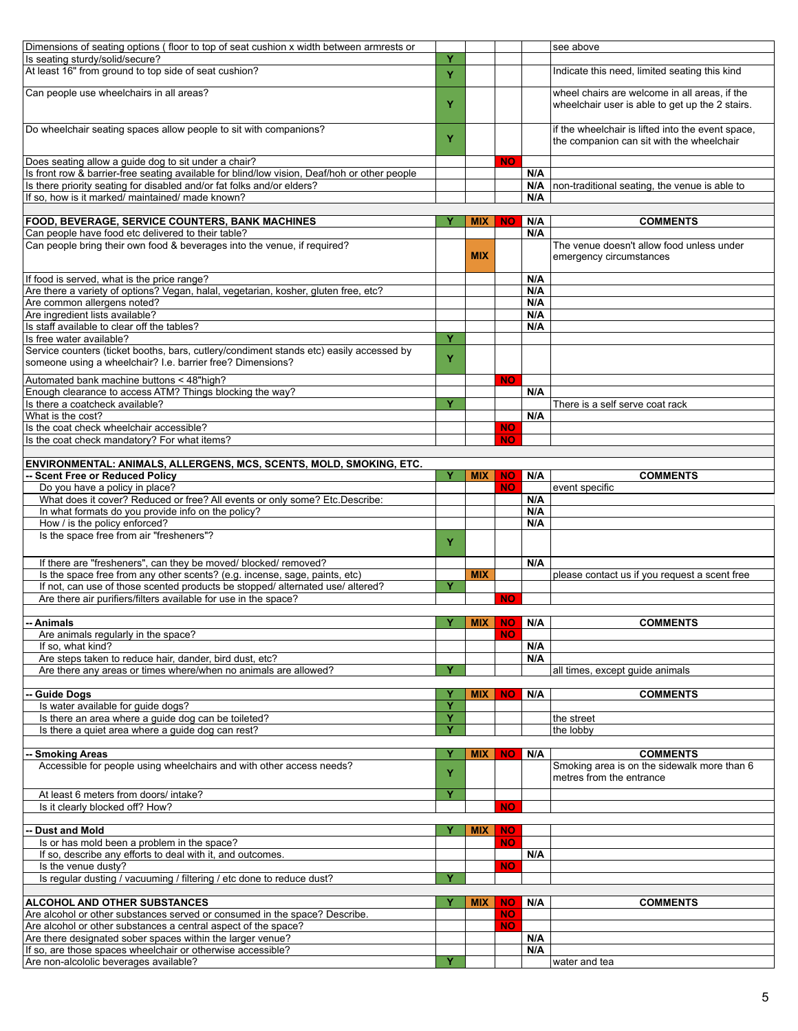| | Y | MIX | NO | N/A | COMMENTS |
|---|---|---|---|---|---|
| Dimensions of seating options ( floor to top of seat cushion x width between armrests or | | | | | see above |
| Is seating sturdy/solid/secure? | Y | | | | |
| At least 16" from ground to top side of seat cushion? | Y | | | | Indicate this need, limited seating this kind |
| Can people use wheelchairs in all areas? | Y | | | | wheel chairs are welcome in all areas, if the wheelchair user is able to get up the 2 stairs. |
| Do wheelchair seating spaces allow people to sit with companions? | Y | | | | if the wheelchair is lifted into the event space, the companion can sit with the wheelchair |
| Does seating allow a guide dog to sit under a chair? | | | NO | | |
| Is front row & barrier-free seating available for blind/low vision, Deaf/hoh or other people | | | | N/A | |
| Is there priority seating for disabled and/or fat folks and/or elders? | | | | N/A | non-traditional seating, the venue is able to |
| If so, how is it marked/ maintained/ made known? | | | | N/A | |

| FOOD, BEVERAGE, SERVICE COUNTERS, BANK MACHINES | Y | MIX | NO | N/A | COMMENTS |
|---|---|---|---|---|---|
| Can people have food etc delivered to their table? | | | | N/A | |
| Can people bring their own food & beverages into the venue, if required? | | MIX | | | The venue doesn't allow food unless under emergency circumstances |
| If food is served, what is the price range? | | | | N/A | |
| Are there a variety of options? Vegan, halal, vegetarian, kosher, gluten free, etc? | | | | N/A | |
| Are common allergens noted? | | | | N/A | |
| Are ingredient lists available? | | | | N/A | |
| Is staff available to clear off the tables? | | | | N/A | |
| Is free water available? | Y | | | | |
| Service counters (ticket booths, bars, cutlery/condiment stands etc) easily accessed by someone using a wheelchair? I.e. barrier free? Dimensions? | Y | | | | |
| Automated bank machine buttons < 48"high? | | | NO | | |
| Enough clearance to access ATM? Things blocking the way? | | | | N/A | |
| Is there a coatcheck available? | Y | | | | There is a self serve coat rack |
| What is the cost? | | | | N/A | |
| Is the coat check wheelchair accessible? | | | NO | | |
| Is the coat check mandatory? For what items? | | | NO | | |

**ENVIRONMENTAL: ANIMALS, ALLERGENS, MCS, SCENTS, MOLD, SMOKING, ETC.**

| -- Scent Free or Reduced Policy | Y | MIX | NO | N/A | COMMENTS |
|---|---|---|---|---|---|
| Do you have a policy in place? | | | NO | | event specific |
| What does it cover? Reduced or free? All events or only some? Etc.Describe: | | | | N/A | |
| In what formats do you provide info on the policy? | | | | N/A | |
| How / is the policy enforced? | | | | N/A | |
| Is the space free from air "fresheners"? | Y | | | | |
| If there are "fresheners", can they be moved/ blocked/ removed? | | | | N/A | |
| Is the space free from any other scents? (e.g. incense, sage, paints, etc) | | MIX | | | please contact us if you request a scent free |
| If not, can use of those scented products be stopped/ alternated use/ altered? | Y | | | | |
| Are there air purifiers/filters available for use in the space? | | | NO | | |

| -- Animals | Y | MIX | NO | N/A | COMMENTS |
|---|---|---|---|---|---|
| Are animals regularly in the space? | | | NO | | |
| If so, what kind? | | | | N/A | |
| Are steps taken to reduce hair, dander, bird dust, etc? | | | | N/A | |
| Are there any areas or times where/when no animals are allowed? | Y | | | | all times, except guide animals |

| -- Guide Dogs | Y | MIX | NO | N/A | COMMENTS |
|---|---|---|---|---|---|
| Is water available for guide dogs? | Y | | | | |
| Is there an area where a guide dog can be toileted? | Y | | | | the street |
| Is there a quiet area where a guide dog can rest? | Y | | | | the lobby |

| -- Smoking Areas | Y | MIX | NO | N/A | COMMENTS |
|---|---|---|---|---|---|
| Accessible for people using wheelchairs and with other access needs? | Y | | | | Smoking area is on the sidewalk more than 6 metres from the entrance |
| At least 6 meters from doors/ intake? | Y | | | | |
| Is it clearly blocked off? How? | | | NO | | |

| -- Dust and Mold | Y | MIX | NO | | |
|---|---|---|---|---|---|
| Is or has mold been a problem in the space? | | | NO | | |
| If so, describe any efforts to deal with it, and outcomes. | | | | N/A | |
| Is the venue dusty? | | | NO | | |
| Is regular dusting / vacuuming / filtering / etc done to reduce dust? | Y | | | | |

| ALCOHOL AND OTHER SUBSTANCES | Y | MIX | NO | N/A | COMMENTS |
|---|---|---|---|---|---|
| Are alcohol or other substances served or consumed in the space? Describe. | | | NO | | |
| Are alcohol or other substances a central aspect of the space? | | | NO | | |
| Are there designated sober spaces within the larger venue? | | | | N/A | |
| If so, are those spaces wheelchair or otherwise accessible? | | | | N/A | |
| Are non-alcololic beverages available? | Y | | | | water and tea |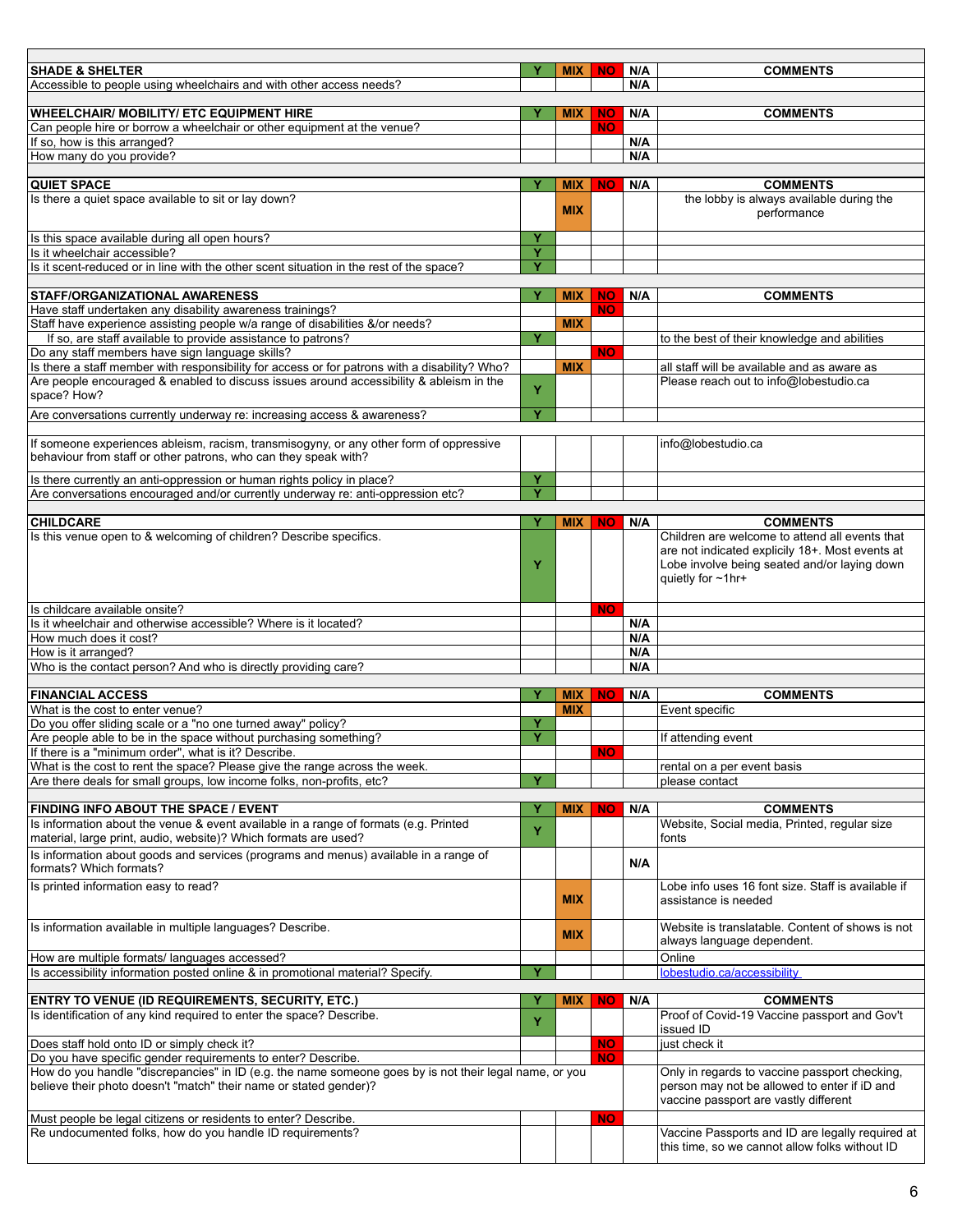| SHADE & SHELTER | Y | MIX | NO | N/A | COMMENTS |
|---|---|---|---|---|---|
| Accessible to people using wheelchairs and with other access needs? | | | | N/A | |

| WHEELCHAIR/ MOBILITY/ ETC EQUIPMENT HIRE | Y | MIX | NO | N/A | COMMENTS |
|---|---|---|---|---|---|
| Can people hire or borrow a wheelchair or other equipment at the venue? | | | NO | | |
| If so, how is this arranged? | | | | N/A | |
| How many do you provide? | | | | N/A | |

| QUIET SPACE | Y | MIX | NO | N/A | COMMENTS |
|---|---|---|---|---|---|
| Is there a quiet space available to sit or lay down? | | MIX | | | the lobby is always available during the performance |
| Is this space available during all open hours? | Y | | | | |
| Is it wheelchair accessible? | Y | | | | |
| Is it scent-reduced or in line with the other scent situation in the rest of the space? | Y | | | | |

| STAFF/ORGANIZATIONAL AWARENESS | Y | MIX | NO | N/A | COMMENTS |
|---|---|---|---|---|---|
| Have staff undertaken any disability awareness trainings? | | | NO | | |
| Staff have experience assisting people w/a range of disabilities &/or needs? | | MIX | | | |
| If so, are staff available to provide assistance to patrons? | Y | | | | to the best of their knowledge and abilities |
| Do any staff members have sign language skills? | | | NO | | |
| Is there a staff member with responsibility for access or for patrons with a disability? Who? | | MIX | | | all staff will be available and as aware as |
| Are people encouraged & enabled to discuss issues around accessibility & ableism in the space? How? | Y | | | | Please reach out to info@lobestudio.ca |
| Are conversations currently underway re: increasing access & awareness? | Y | | | | |
| | | | | | |
| If someone experiences ableism, racism, transmisogyny, or any other form of oppressive behaviour from staff or other patrons, who can they speak with? | | | | | info@lobestudio.ca |
| Is there currently an anti-oppression or human rights policy in place? | Y | | | | |
| Are conversations encouraged and/or currently underway re: anti-oppression etc? | Y | | | | |

| CHILDCARE | Y | MIX | NO | N/A | COMMENTS |
|---|---|---|---|---|---|
| Is this venue open to & welcoming of children? Describe specifics. | Y | | | | Children are welcome to attend all events that are not indicated explicitly 18+. Most events at Lobe involve being seated and/or laying down quietly for ~1hr+ |
| Is childcare available onsite? | | | NO | | |
| Is it wheelchair and otherwise accessible? Where is it located? | | | | N/A | |
| How much does it cost? | | | | N/A | |
| How is it arranged? | | | | N/A | |
| Who is the contact person? And who is directly providing care? | | | | N/A | |

| FINANCIAL ACCESS | Y | MIX | NO | N/A | COMMENTS |
|---|---|---|---|---|---|
| What is the cost to enter venue? | | MIX | | | Event specific |
| Do you offer sliding scale or a "no one turned away" policy? | Y | | | | |
| Are people able to be in the space without purchasing something? | Y | | | | If attending event |
| If there is a "minimum order", what is it? Describe. | | | NO | | |
| What is the cost to rent the space? Please give the range across the week. | | | | | rental on a per event basis |
| Are there deals for small groups, low income folks, non-profits, etc? | Y | | | | please contact |

| FINDING INFO ABOUT THE SPACE / EVENT | Y | MIX | NO | N/A | COMMENTS |
|---|---|---|---|---|---|
| Is information about the venue & event available in a range of formats (e.g. Printed material, large print, audio, website)? Which formats are used? | Y | | | | Website, Social media, Printed, regular size fonts |
| Is information about goods and services (programs and menus) available in a range of formats? Which formats? | | | | N/A | |
| Is printed information easy to read? | | MIX | | | Lobe info uses 16 font size. Staff is available if assistance is needed |
| Is information available in multiple languages? Describe. | | MIX | | | Website is translatable. Content of shows is not always language dependent. |
| How are multiple formats/ languages accessed? | | | | | Online |
| Is accessibility information posted online & in promotional material? Specify. | Y | | | | lobestudio.ca/accessibility |

| ENTRY TO VENUE (ID REQUIREMENTS, SECURITY, ETC.) | Y | MIX | NO | N/A | COMMENTS |
|---|---|---|---|---|---|
| Is identification of any kind required to enter the space? Describe. | Y | | | | Proof of Covid-19 Vaccine passport and Gov't issued ID |
| Does staff hold onto ID or simply check it? | | | NO | | just check it |
| Do you have specific gender requirements to enter? Describe. | | | NO | | |
| How do you handle "discrepancies" in ID (e.g. the name someone goes by is not their legal name, or you believe their photo doesn't "match" their name or stated gender)? | | | | | Only in regards to vaccine passport checking, person may not be allowed to enter if iD and vaccine passport are vastly different |
| Must people be legal citizens or residents to enter? Describe. | | | NO | | |
| Re undocumented folks, how do you handle ID requirements? | | | | | Vaccine Passports and ID are legally required at this time, so we cannot allow folks without ID |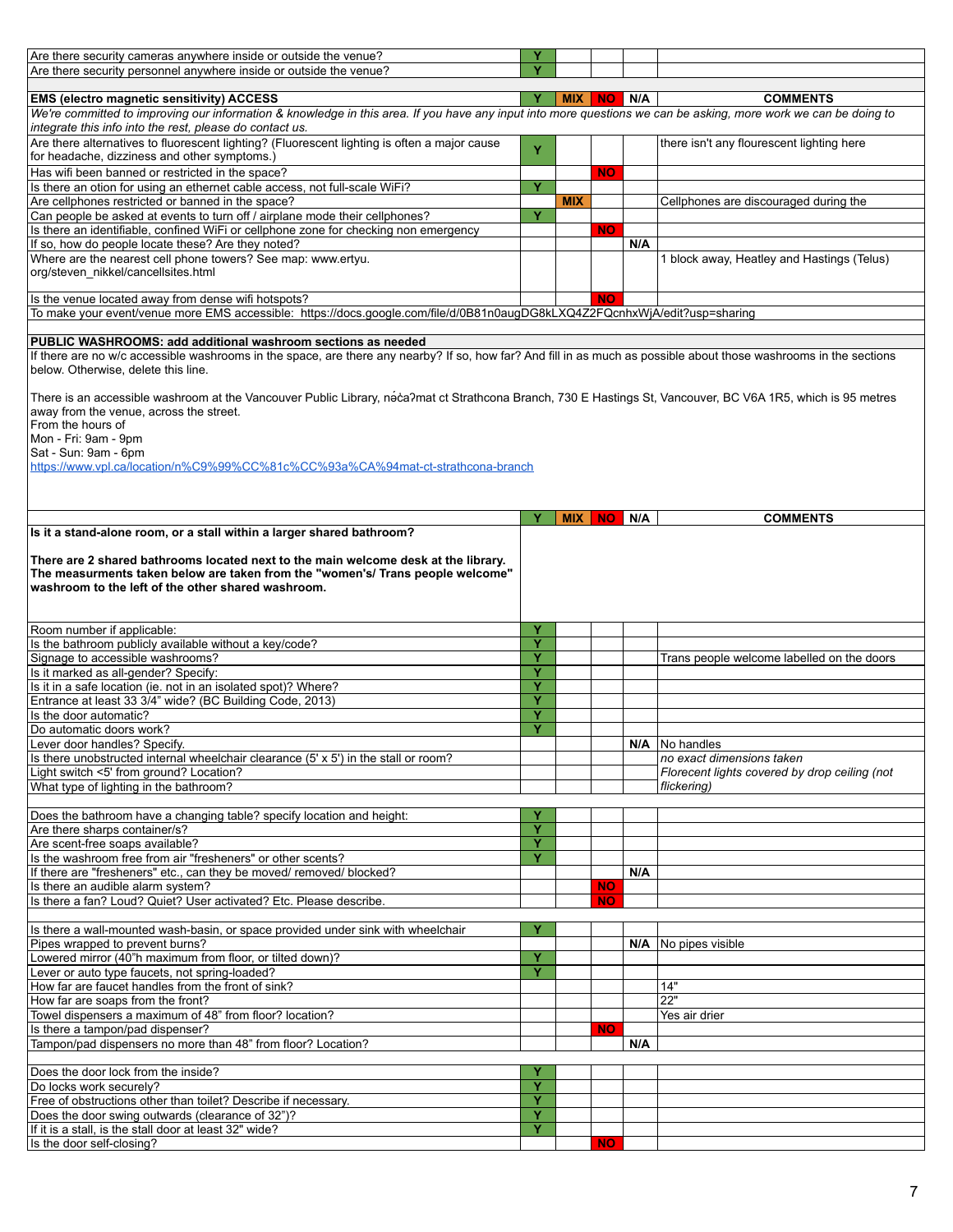| | Y | MIX | NO | N/A | COMMENTS |
|---|---|---|---|---|---|
| Are there security cameras anywhere inside or outside the venue? | Y | | | | |
| Are there security personnel anywhere inside or outside the venue? | Y | | | | |

| **EMS (electro magnetic sensitivity) ACCESS** | **Y** | **MIX** | **NO** | **N/A** | **COMMENTS** |
|---|---|---|---|---|---|
| *We're committed to improving our information & knowledge in this area. If you have any input into more questions we can be asking, more work we can be doing to integrate this info into the rest, please do contact us.* | | | | | |
| Are there alternatives to fluorescent lighting? (Fluorescent lighting is often a major cause for headache, dizziness and other symptoms.) | Y | | | | there isn't any flourescent lighting here |
| Has wifi been banned or restricted in the space? | | | NO | | |
| Is there an otion for using an ethernet cable access, not full-scale WiFi? | Y | | | | |
| Are cellphones restricted or banned in the space? | | MIX | | | Cellphones are discouraged during the |
| Can people be asked at events to turn off / airplane mode their cellphones? | Y | | | | |
| Is there an identifiable, confined WiFi or cellphone zone for checking non emergency | | | NO | | |
| If so, how do people locate these? Are they noted? | | | | N/A | |
| Where are the nearest cell phone towers? See map: www.ertyu.org/steven_nikkel/cancellsites.html | | | | | 1 block away, Heatley and Hastings (Telus) |
| Is the venue located away from dense wifi hotspots? | | | NO | | |
| To make your event/venue more EMS accessible: https://docs.google.com/file/d/0B81n0augDG8kLXQ4Z2FQcnhxWjA/edit?usp=sharing | | | | | |

**PUBLIC WASHROOMS: add additional washroom sections as needed**

If there are no w/c accessible washrooms in the space, are there any nearby? If so, how far? And fill in as much as possible about those washrooms in the sections below. Otherwise, delete this line.

There is an accessible washroom at the Vancouver Public Library, nə́c̓aʔmat ct Strathcona Branch, 730 E Hastings St, Vancouver, BC V6A 1R5, which is 95 metres away from the venue, across the street.
From the hours of
Mon - Fri: 9am - 9pm
Sat - Sun: 9am - 6pm
https://www.vpl.ca/location/n%C9%99%CC%81c%CC%93a%CA%94mat-ct-strathcona-branch

| | Y | MIX | NO | N/A | COMMENTS |
|---|---|---|---|---|---|
| **Is it a stand-alone room, or a stall within a larger shared bathroom?**<br><br>**There are 2 shared bathrooms located next to the main welcome desk at the library. The measurments taken below are taken from the "women's/ Trans people welcome" washroom to the left of the other shared washroom.** | | | | | |
| Room number if applicable: | Y | | | | |
| Is the bathroom publicly available without a key/code? | Y | | | | |
| Signage to accessible washrooms? | Y | | | | Trans people welcome labelled on the doors |
| Is it marked as all-gender? Specify: | Y | | | | |
| Is it in a safe location (ie. not in an isolated spot)? Where? | Y | | | | |
| Entrance at least 33 3/4" wide? (BC Building Code, 2013) | Y | | | | |
| Is the door automatic? | Y | | | | |
| Do automatic doors work? | Y | | | | |
| Lever door handles? Specify. | | | | N/A | No handles |
| Is there unobstructed internal wheelchair clearance (5' x 5') in the stall or room? | | | | | *no exact dimensions taken* |
| Light switch <5' from ground? Location? | | | | | *Florecent lights covered by drop ceiling (not flickering)* |
| What type of lighting in the bathroom? | | | | | |
| Does the bathroom have a changing table? specify location and height: | Y | | | | |
| Are there sharps container/s? | Y | | | | |
| Are scent-free soaps available? | Y | | | | |
| Is the washroom free from air "fresheners" or other scents? | Y | | | | |
| If there are "fresheners" etc., can they be moved/ removed/ blocked? | | | | N/A | |
| Is there an audible alarm system? | | | NO | | |
| Is there a fan? Loud? Quiet? User activated? Etc. Please describe. | | | NO | | |
| Is there a wall-mounted wash-basin, or space provided under sink with wheelchair | Y | | | | |
| Pipes wrapped to prevent burns? | | | | N/A | No pipes visible |
| Lowered mirror (40"h maximum from floor, or tilted down)? | Y | | | | |
| Lever or auto type faucets, not spring-loaded? | Y | | | | |
| How far are faucet handles from the front of sink? | | | | | 14" |
| How far are soaps from the front? | | | | | 22" |
| Towel dispensers a maximum of 48" from floor? location? | | | | | Yes air drier |
| Is there a tampon/pad dispenser? | | | NO | | |
| Tampon/pad dispensers no more than 48" from floor? Location? | | | | N/A | |
| Does the door lock from the inside? | Y | | | | |
| Do locks work securely? | Y | | | | |
| Free of obstructions other than toilet? Describe if necessary. | Y | | | | |
| Does the door swing outwards (clearance of 32")? | Y | | | | |
| If it is a stall, is the stall door at least 32" wide? | Y | | | | |
| Is the door self-closing? | | | NO | | |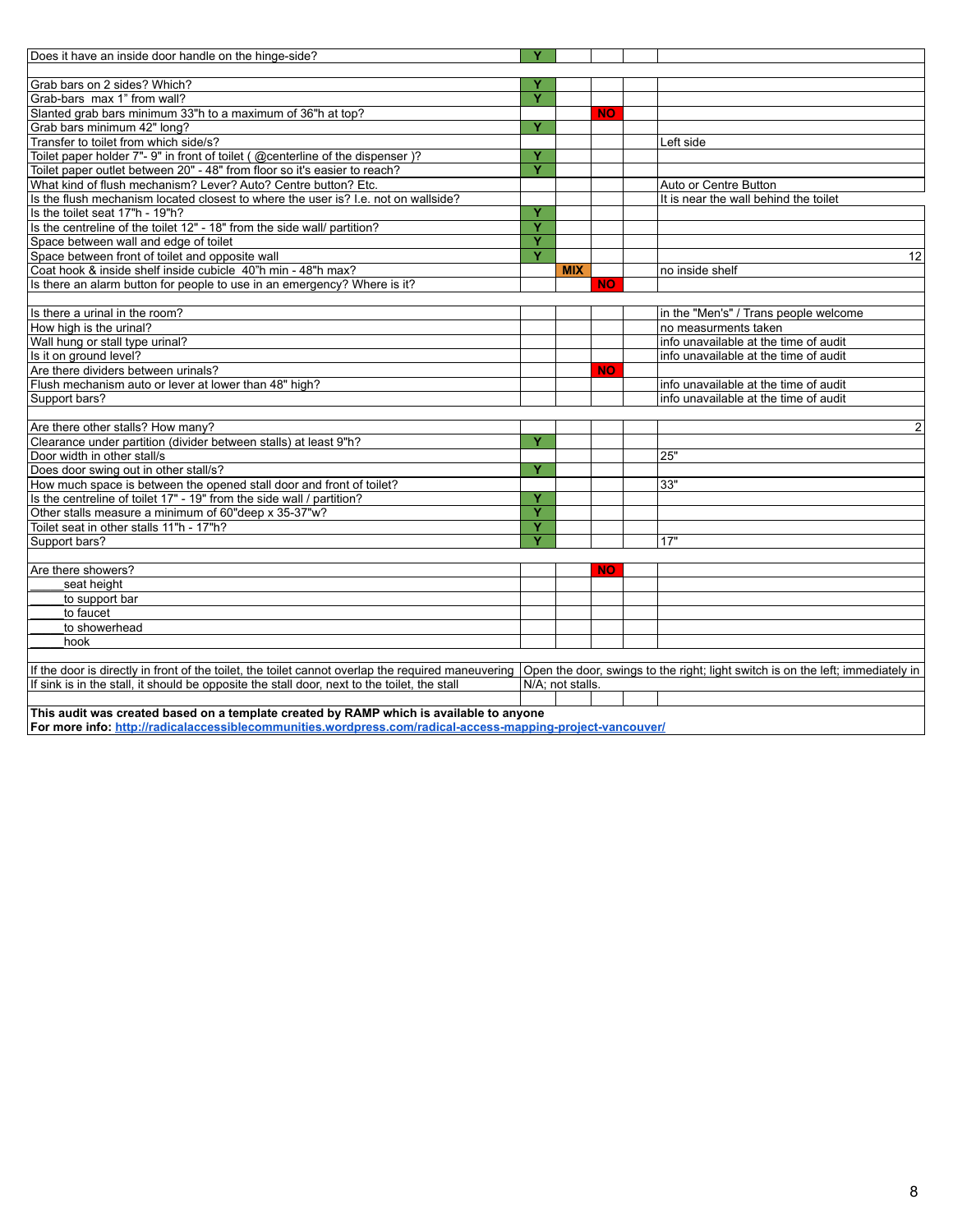| | | | | | |
|---|---|---|---|---|---|
| Does it have an inside door handle on the hinge-side? | Y | | | | |
| | | | | | |
| Grab bars on 2 sides? Which? | Y | | | | |
| Grab-bars max 1" from wall? | Y | | | | |
| Slanted grab bars minimum 33"h to a maximum of 36"h at top? | | | NO | | |
| Grab bars minimum 42" long? | Y | | | | |
| Transfer to toilet from which side/s? | | | | | Left side |
| Toilet paper holder 7"- 9" in front of toilet ( @centerline of the dispenser )? | Y | | | | |
| Toilet paper outlet between 20" - 48" from floor so it's easier to reach? | Y | | | | |
| What kind of flush mechanism? Lever? Auto? Centre button? Etc. | | | | | Auto or Centre Button |
| Is the flush mechanism located closest to where the user is? I.e. not on wallside? | | | | | It is near the wall behind the toilet |
| Is the toilet seat 17"h - 19"h? | Y | | | | |
| Is the centreline of the toilet 12" - 18" from the side wall/ partition? | Y | | | | |
| Space between wall and edge of toilet | Y | | | | |
| Space between front of toilet and opposite wall | Y | | | | 12 |
| Coat hook & inside shelf inside cubicle 40"h min - 48"h max? | | MIX | | | no inside shelf |
| Is there an alarm button for people to use in an emergency? Where is it? | | | NO | | |
| | | | | | |
| Is there a urinal in the room? | | | | | in the "Men's" / Trans people welcome |
| How high is the urinal? | | | | | no measurments taken |
| Wall hung or stall type urinal? | | | | | info unavailable at the time of audit |
| Is it on ground level? | | | | | info unavailable at the time of audit |
| Are there dividers between urinals? | | | NO | | |
| Flush mechanism auto or lever at lower than 48" high? | | | | | info unavailable at the time of audit |
| Support bars? | | | | | info unavailable at the time of audit |
| | | | | | |
| Are there other stalls? How many? | | | | | 2 |
| Clearance under partition (divider between stalls) at least 9"h? | Y | | | | |
| Door width in other stall/s | | | | | 25" |
| Does door swing out in other stall/s? | Y | | | | |
| How much space is between the opened stall door and front of toilet? | | | | | 33" |
| Is the centreline of toilet 17" - 19" from the side wall / partition? | Y | | | | |
| Other stalls measure a minimum of 60"deep x 35-37"w? | Y | | | | |
| Toilet seat in other stalls 11"h - 17"h? | Y | | | | |
| Support bars? | Y | | | | 17" |
| | | | | | |
| Are there showers? | | | NO | | |
| _____seat height | | | | | |
| _____to support bar | | | | | |
| _____to faucet | | | | | |
| _____to showerhead | | | | | |
| _____hook | | | | | |
| | | | | | |
| If the door is directly in front of the toilet, the toilet cannot overlap the required maneuvering | Open the door, swings to the right; light switch is on the left; immediately in | | | | |
| If sink is in the stall, it should be opposite the stall door, next to the toilet, the stall | N/A; not stalls. | | | | |

**This audit was created based on a template created by RAMP which is available to anyone**
**For more info: http://radicalaccessiblecommunities.wordpress.com/radical-access-mapping-project-vancouver/**